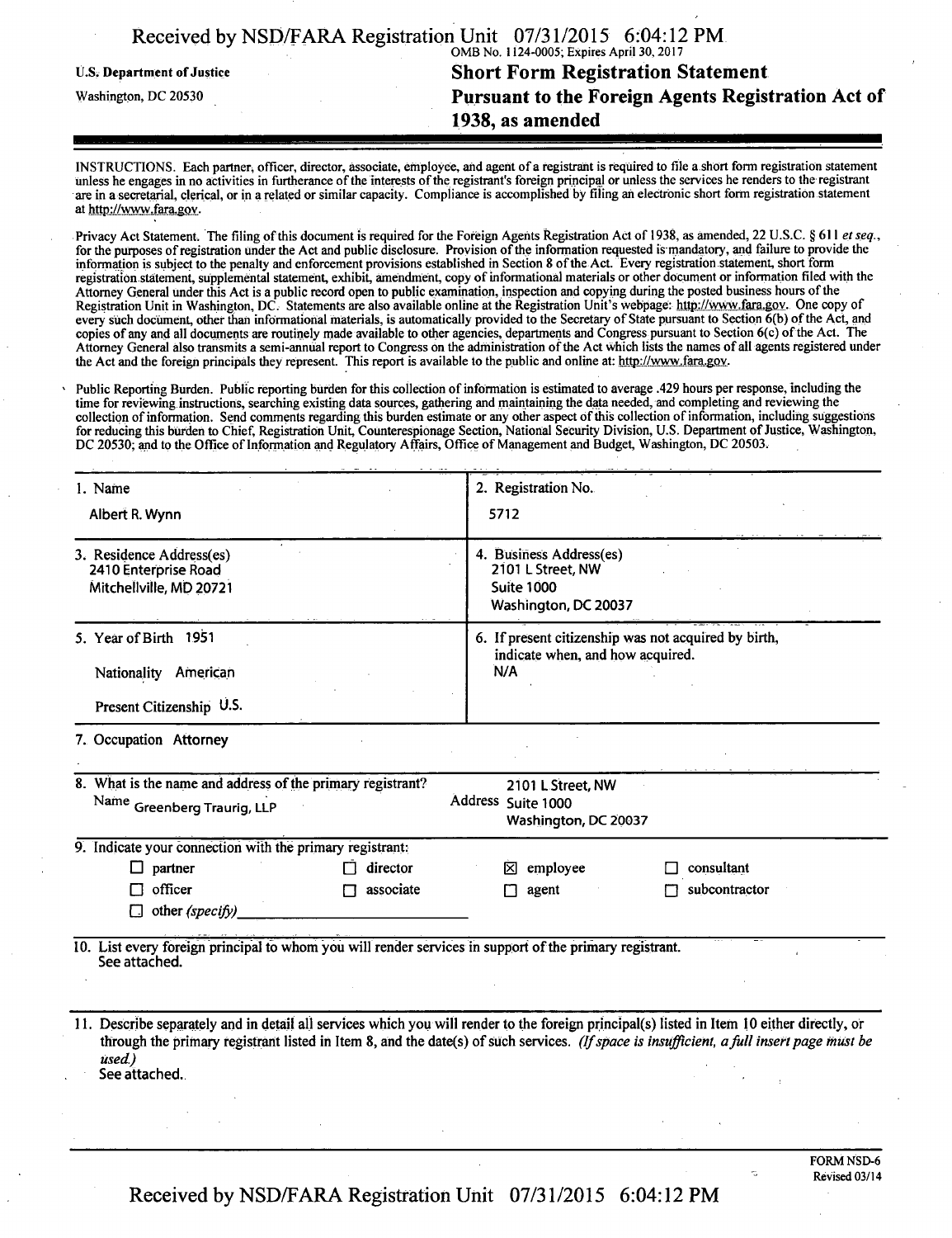OMB No. 1124-0005; Expires April 30, 2017

U.S. Department of Justice
Washington, DC 20530

# Short Form Registration Statement Pursuant to the Foreign Agents Registration Act of 1938, as amended

INSTRUCTIONS. Each partner, officer, director, associate, employee, and agent of a registrant is required to file a short form registration statement unless he engages in no activities in furtherance of the interests of the registrant's foreign principal or unless the services he renders to the registrant are in a secretarial, clerical, or in a related or similar capacity. Compliance is accomplished by filing an electronic short form registration statement at http://www.fara.gov.

Privacy Act Statement. The filing of this document is required for the Foreign Agents Registration Act of 1938, as amended, 22 U.S.C. § 611 *et seq.*, for the purposes of registration under the Act and public disclosure. Provision of the information requested is mandatory, and failure to provide the information is subject to the penalty and enforcement provisions established in Section 8 of the Act. Every registration statement, short form registration statement, supplemental statement, exhibit, amendment, copy of informational materials or other document or information filed with the Attorney General under this Act is a public record open to public examination, inspection and copying during the posted business hours of the Registration Unit in Washington, DC. Statements are also available online at the Registration Unit's webpage: http://www.fara.gov. One copy of every such document, other than informational materials, is automatically provided to the Secretary of State pursuant to Section 6(b) of the Act, and copies of any and all documents are routinely made available to other agencies, departments and Congress pursuant to Section 6(c) of the Act. The Attorney General also transmits a semi-annual report to Congress on the administration of the Act which lists the names of all agents registered under the Act and the foreign principals they represent. This report is available to the public and online at: http://www.fara.gov.

Public Reporting Burden. Public reporting burden for this collection of information is estimated to average .429 hours per response, including the time for reviewing instructions, searching existing data sources, gathering and maintaining the data needed, and completing and reviewing the collection of information. Send comments regarding this burden estimate or any other aspect of this collection of information, including suggestions for reducing this burden to Chief, Registration Unit, Counterespionage Section, National Security Division, U.S. Department of Justice, Washington, DC 20530; and to the Office of Information and Regulatory Affairs, Office of Management and Budget, Washington, DC 20503.

| | |
|---|---|
| 1. Name<br>Albert R. Wynn | 2. Registration No.<br>5712 |
| 3. Residence Address(es)<br>2410 Enterprise Road<br>Mitchellville, MD 20721 | 4. Business Address(es)<br>2101 L Street, NW<br>Suite 1000<br>Washington, DC 20037 |
| 5. Year of Birth 1951<br>Nationality American<br>Present Citizenship U.S. | 6. If present citizenship was not acquired by birth, indicate when, and how acquired.<br>N/A |

7. Occupation Attorney

8. What is the name and address of the primary registrant?
Name Greenberg Traurig, LLP
Address 2101 L Street, NW, Suite 1000, Washington, DC 20037

9. Indicate your connection with the primary registrant:

- ☐ partner
- ☐ director
- ☒ employee
- ☐ consultant
- ☐ officer
- ☐ associate
- ☐ agent
- ☐ subcontractor
- ☐ other *(specify)*

10. List every foreign principal to whom you will render services in support of the primary registrant.
See attached.

11. Describe separately and in detail all services which you will render to the foreign principal(s) listed in Item 10 either directly, or through the primary registrant listed in Item 8, and the date(s) of such services. *(If space is insufficient, a full insert page must be used.)*
See attached.

FORM NSD-6
Revised 03/14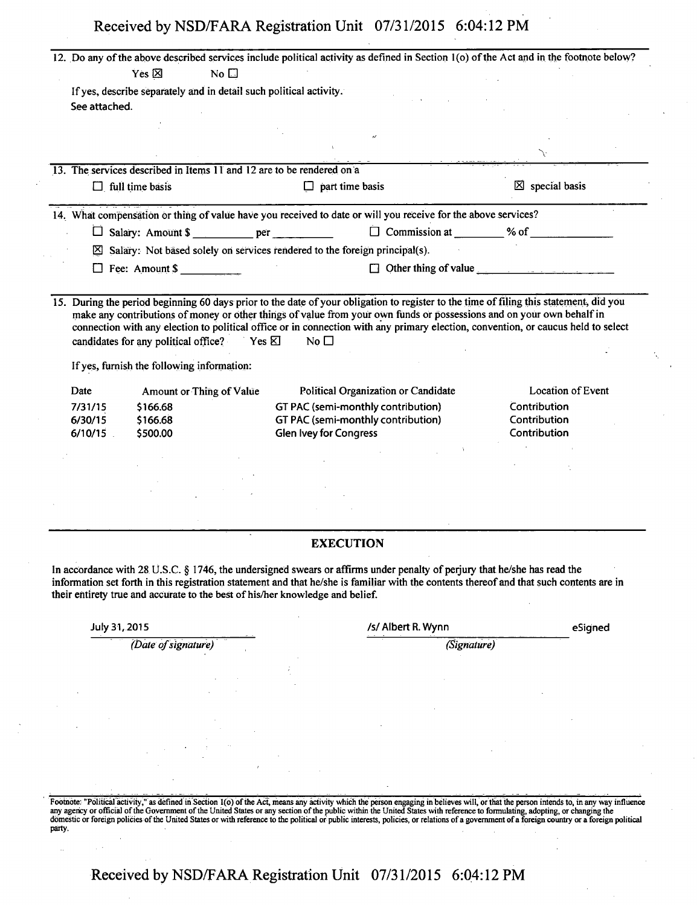12. Do any of the above described services include political activity as defined in Section 1(o) of the Act and in the footnote below?

Yes ☒ No ☐

If yes, describe separately and in detail such political activity.

See attached.

13. The services described in Items 11 and 12 are to be rendered on a

☐ full time basis ☐ part time basis ☒ special basis

14. What compensation or thing of value have you received to date or will you receive for the above services?

☐ Salary: Amount $ __________ per __________ ☐ Commission at ________ % of ______________

☒ Salary: Not based solely on services rendered to the foreign principal(s).

☐ Fee: Amount $ __________ ☐ Other thing of value ____________________

15. During the period beginning 60 days prior to the date of your obligation to register to the time of filing this statement, did you make any contributions of money or other things of value from your own funds or possessions and on your own behalf in connection with any election to political office or in connection with any primary election, convention, or caucus held to select candidates for any political office? Yes ☒ No ☐

If yes, furnish the following information:

| Date | Amount or Thing of Value | Political Organization or Candidate | Location of Event |
|---|---|---|---|
| 7/31/15 | $166.68 | GT PAC (semi-monthly contribution) | Contribution |
| 6/30/15 | $166.68 | GT PAC (semi-monthly contribution) | Contribution |
| 6/10/15 | $500.00 | Glen Ivey for Congress | Contribution |

## EXECUTION

In accordance with 28 U.S.C. § 1746, the undersigned swears or affirms under penalty of perjury that he/she has read the information set forth in this registration statement and that he/she is familiar with the contents thereof and that such contents are in their entirety true and accurate to the best of his/her knowledge and belief.

July 31, 2015 — *(Date of signature)*

/s/ Albert R. Wynn eSigned — *(Signature)*

Footnote: "Political activity," as defined in Section 1(o) of the Act, means any activity which the person engaging in believes will, or that the person intends to, in any way influence any agency or official of the Government of the United States or any section of the public within the United States with reference to formulating, adopting, or changing the domestic or foreign policies of the United States or with reference to the political or public interests, policies, or relations of a government of a foreign country or a foreign political party.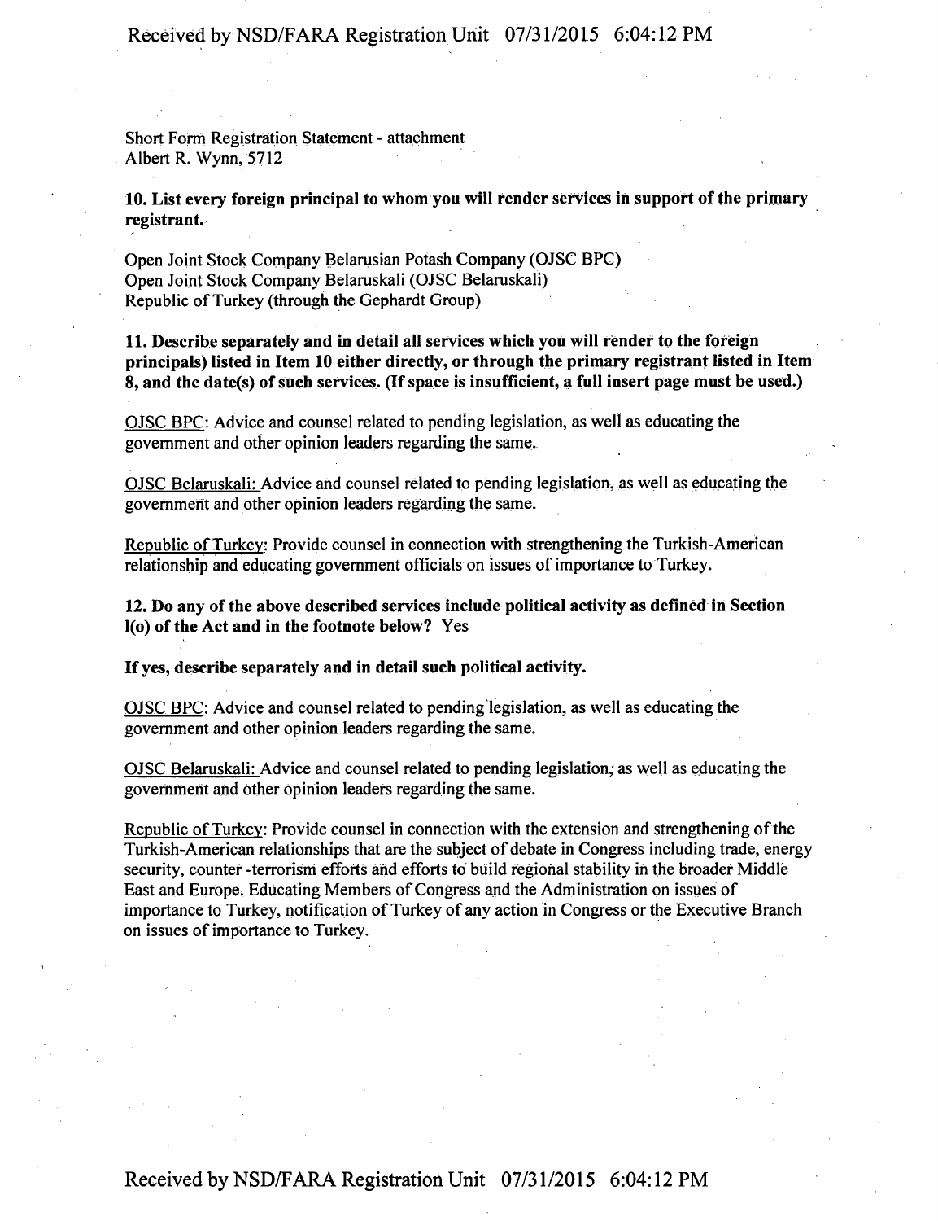Short Form Registration Statement - attachment
Albert R. Wynn, 5712

**10. List every foreign principal to whom you will render services in support of the primary registrant.**

Open Joint Stock Company Belarusian Potash Company (OJSC BPC)
Open Joint Stock Company Belaruskali (OJSC Belaruskali)
Republic of Turkey (through the Gephardt Group)

**11. Describe separately and in detail all services which you will render to the foreign principals) listed in Item 10 either directly, or through the primary registrant listed in Item 8, and the date(s) of such services. (If space is insufficient, a full insert page must be used.)**

OJSC BPC: Advice and counsel related to pending legislation, as well as educating the government and other opinion leaders regarding the same.

OJSC Belaruskali: Advice and counsel related to pending legislation, as well as educating the government and other opinion leaders regarding the same.

Republic of Turkey: Provide counsel in connection with strengthening the Turkish-American relationship and educating government officials on issues of importance to Turkey.

**12. Do any of the above described services include political activity as defined in Section l(o) of the Act and in the footnote below?** Yes

**If yes, describe separately and in detail such political activity.**

OJSC BPC: Advice and counsel related to pending legislation, as well as educating the government and other opinion leaders regarding the same.

OJSC Belaruskali: Advice and counsel related to pending legislation, as well as educating the government and other opinion leaders regarding the same.

Republic of Turkey: Provide counsel in connection with the extension and strengthening of the Turkish-American relationships that are the subject of debate in Congress including trade, energy security, counter -terrorism efforts and efforts to build regional stability in the broader Middle East and Europe. Educating Members of Congress and the Administration on issues of importance to Turkey, notification of Turkey of any action in Congress or the Executive Branch on issues of importance to Turkey.